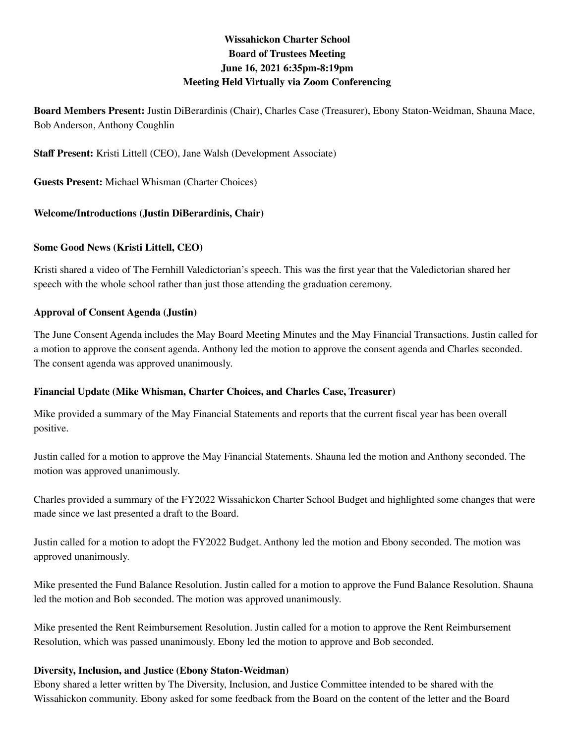# Wissahickon Charter School
## Board of Trustees Meeting
## June 16, 2021 6:35pm-8:19pm
## Meeting Held Virtually via Zoom Conferencing

**Board Members Present:** Justin DiBerardinis (Chair), Charles Case (Treasurer), Ebony Staton-Weidman, Shauna Mace, Bob Anderson, Anthony Coughlin

**Staff Present:** Kristi Littell (CEO), Jane Walsh (Development Associate)

**Guests Present:** Michael Whisman (Charter Choices)

### Welcome/Introductions (Justin DiBerardinis, Chair)

### Some Good News (Kristi Littell, CEO)

Kristi shared a video of The Fernhill Valedictorian's speech. This was the first year that the Valedictorian shared her speech with the whole school rather than just those attending the graduation ceremony.

### Approval of Consent Agenda (Justin)

The June Consent Agenda includes the May Board Meeting Minutes and the May Financial Transactions. Justin called for a motion to approve the consent agenda. Anthony led the motion to approve the consent agenda and Charles seconded. The consent agenda was approved unanimously.

### Financial Update (Mike Whisman, Charter Choices, and Charles Case, Treasurer)

Mike provided a summary of the May Financial Statements and reports that the current fiscal year has been overall positive.

Justin called for a motion to approve the May Financial Statements. Shauna led the motion and Anthony seconded. The motion was approved unanimously.

Charles provided a summary of the FY2022 Wissahickon Charter School Budget and highlighted some changes that were made since we last presented a draft to the Board.

Justin called for a motion to adopt the FY2022 Budget. Anthony led the motion and Ebony seconded. The motion was approved unanimously.

Mike presented the Fund Balance Resolution. Justin called for a motion to approve the Fund Balance Resolution. Shauna led the motion and Bob seconded. The motion was approved unanimously.

Mike presented the Rent Reimbursement Resolution. Justin called for a motion to approve the Rent Reimbursement Resolution, which was passed unanimously. Ebony led the motion to approve and Bob seconded.

### Diversity, Inclusion, and Justice (Ebony Staton-Weidman)

Ebony shared a letter written by The Diversity, Inclusion, and Justice Committee intended to be shared with the Wissahickon community. Ebony asked for some feedback from the Board on the content of the letter and the Board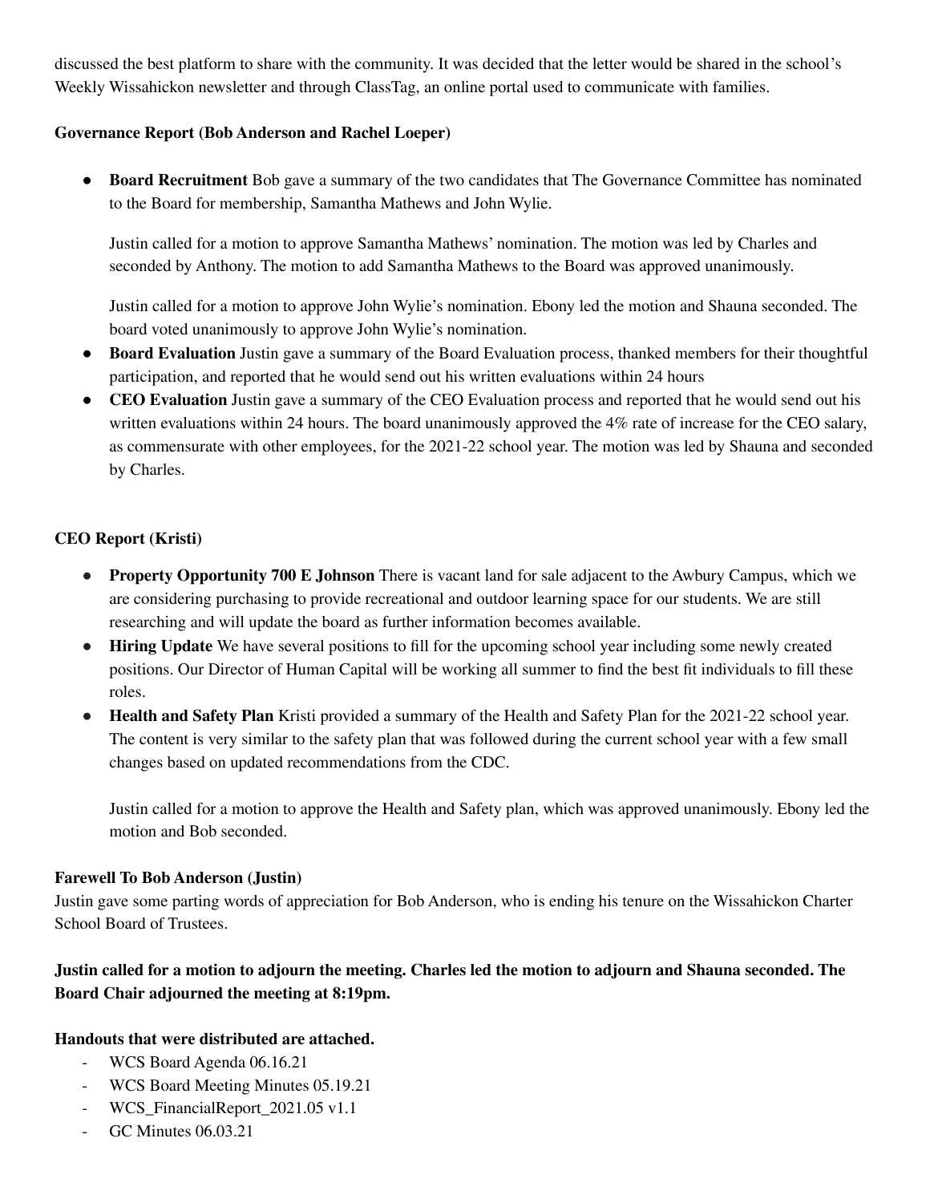discussed the best platform to share with the community. It was decided that the letter would be shared in the school's Weekly Wissahickon newsletter and through ClassTag, an online portal used to communicate with families.

**Governance Report (Bob Anderson and Rachel Loeper)**

- **Board Recruitment** Bob gave a summary of the two candidates that The Governance Committee has nominated to the Board for membership, Samantha Mathews and John Wylie.

  Justin called for a motion to approve Samantha Mathews' nomination. The motion was led by Charles and seconded by Anthony. The motion to add Samantha Mathews to the Board was approved unanimously.

  Justin called for a motion to approve John Wylie's nomination. Ebony led the motion and Shauna seconded. The board voted unanimously to approve John Wylie's nomination.
- **Board Evaluation** Justin gave a summary of the Board Evaluation process, thanked members for their thoughtful participation, and reported that he would send out his written evaluations within 24 hours
- **CEO Evaluation** Justin gave a summary of the CEO Evaluation process and reported that he would send out his written evaluations within 24 hours. The board unanimously approved the 4% rate of increase for the CEO salary, as commensurate with other employees, for the 2021-22 school year. The motion was led by Shauna and seconded by Charles.

**CEO Report (Kristi)**

- **Property Opportunity 700 E Johnson** There is vacant land for sale adjacent to the Awbury Campus, which we are considering purchasing to provide recreational and outdoor learning space for our students. We are still researching and will update the board as further information becomes available.
- **Hiring Update** We have several positions to fill for the upcoming school year including some newly created positions. Our Director of Human Capital will be working all summer to find the best fit individuals to fill these roles.
- **Health and Safety Plan** Kristi provided a summary of the Health and Safety Plan for the 2021-22 school year. The content is very similar to the safety plan that was followed during the current school year with a few small changes based on updated recommendations from the CDC.

  Justin called for a motion to approve the Health and Safety plan, which was approved unanimously. Ebony led the motion and Bob seconded.

**Farewell To Bob Anderson (Justin)**

Justin gave some parting words of appreciation for Bob Anderson, who is ending his tenure on the Wissahickon Charter School Board of Trustees.

**Justin called for a motion to adjourn the meeting. Charles led the motion to adjourn and Shauna seconded. The Board Chair adjourned the meeting at 8:19pm.**

**Handouts that were distributed are attached.**

- WCS Board Agenda 06.16.21
- WCS Board Meeting Minutes 05.19.21
- WCS_FinancialReport_2021.05 v1.1
- GC Minutes 06.03.21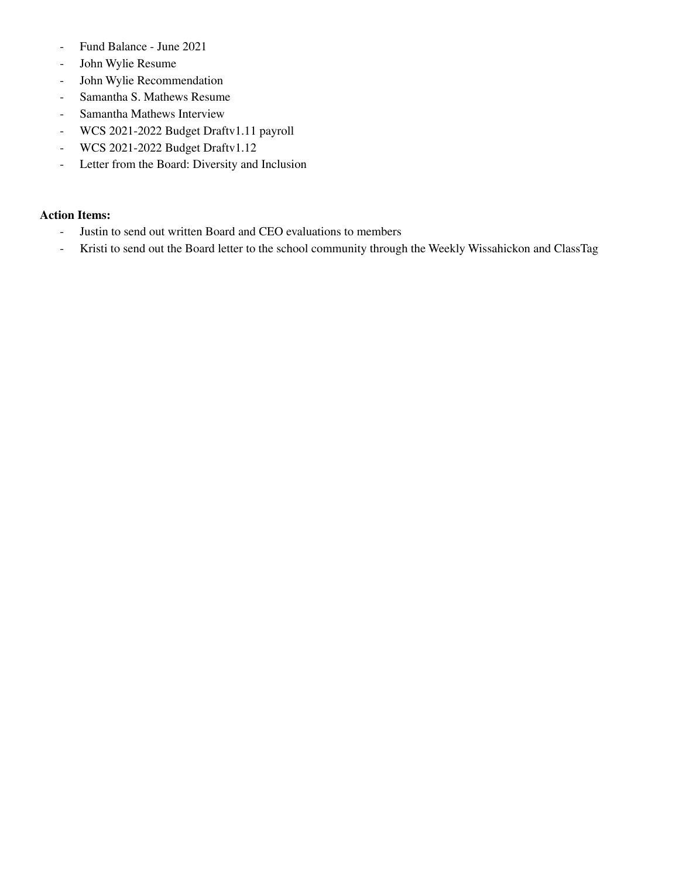- Fund Balance - June 2021
- John Wylie Resume
- John Wylie Recommendation
- Samantha S. Mathews Resume
- Samantha Mathews Interview
- WCS 2021-2022 Budget Draftv1.11 payroll
- WCS 2021-2022 Budget Draftv1.12
- Letter from the Board: Diversity and Inclusion

**Action Items:**

- Justin to send out written Board and CEO evaluations to members
- Kristi to send out the Board letter to the school community through the Weekly Wissahickon and ClassTag